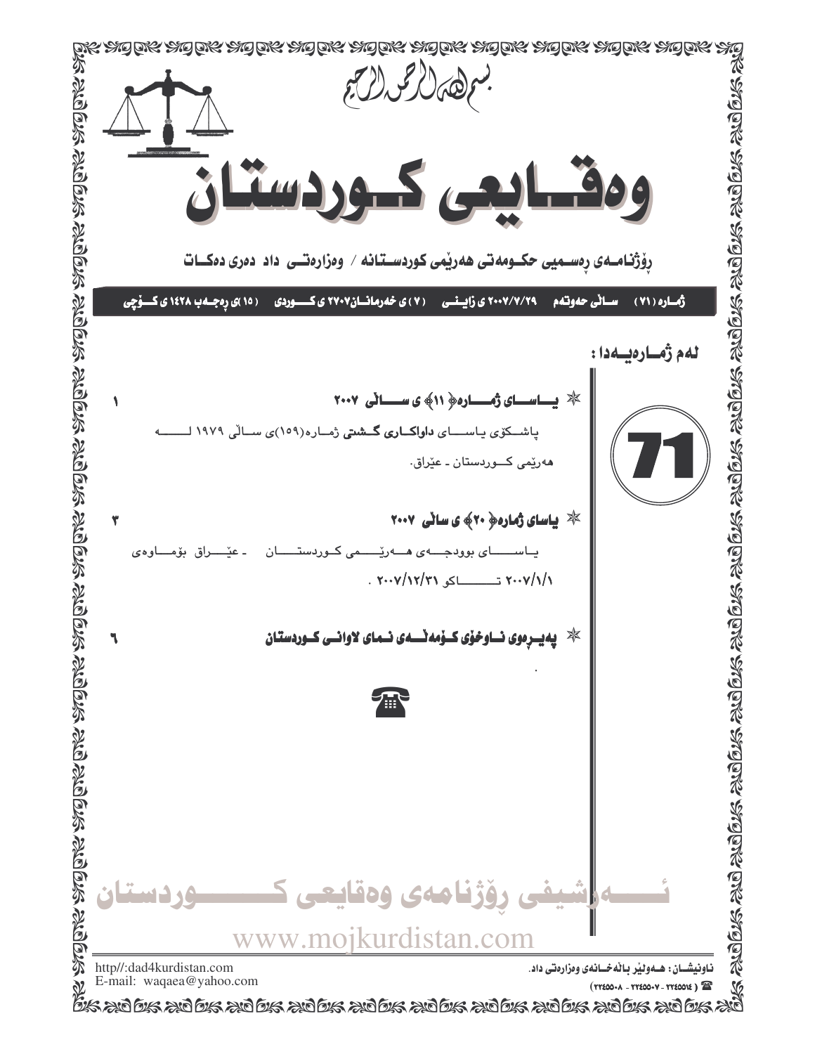بسم الله الرحمن الرحيم

# وەقـایعی کـوردستان

**ڕۆژنامەی ڕەسمیی حکومەتی هەرێمی کوردستانە / وەزارەتی داد دەری دەکات**

**ژمارە (٧١) سالی حەوتەم ٢٠٠٧/٧/٢٩ ی زاینی (٧) ی خەرمانان٢٧٠٧ ی کوردی (١٥) ی ڕەجەب ١٤٢٨ ی کۆچی**

**لەم ژمارەیەدا :**

71

✻ **یاسای ژمارە(١١) ی سالی ٢٠٠٧** — ١

پاشکۆی یاسای **داواکاری گشتی** ژمارە(١٥٩)ی سالی ١٩٧٩ لە هەرێمی کوردستان ـ عێراق.

✻ **یاسای ژمارە(٢٠) ی سالی ٢٠٠٧** — ٣

یاسای بوودجەی هەرێمی کوردستان ـ عێراق بۆماوەی ٢٠٠٧/١/١ تاکو ٢٠٠٧/١٢/٣١ .

✻ **پەیڕەوی ناوخۆی کۆمەلەی نمای لاوانی کوردستان** — ٦

ئەرشیفی ڕۆژنامەی وەقایعی کوردستان

www.mojkurdistan.com

http//:dad4kurdistan.com
E-mail: waqaea@yahoo.com

ناونیشان : هەولێر بالەخانەی وەزارەتی داد.

☎ (٢٢٤٥٥١٤ - ٢٢٤٥٥٠٧ - ٢٢٤٥٥٠٨)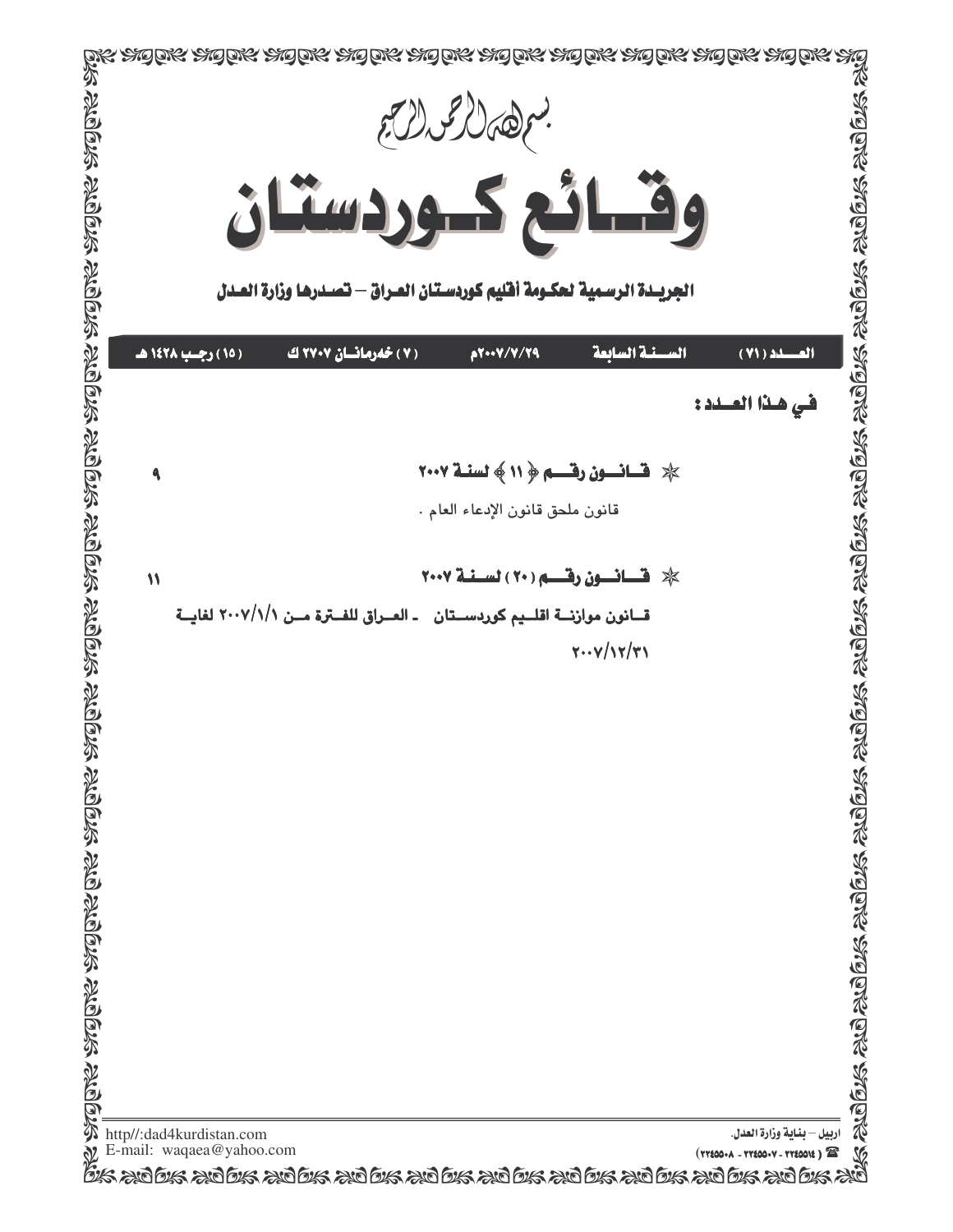بسم الله الرحمن الرحيم

# وقائع كوردستان

**الجريدة الرسمية لحكومة أقليم كوردستان العراق – تصدرها وزارة العدل**

| العدد (٧١) | السنة السابعة | ٢٠٠٧/٧/٢٩م | (٧) خەرمانان ٢٧٠٧ ك | (١٥) رجب ١٤٢٨ هـ |
|---|---|---|---|---|

## في هذا العدد:

✵ **قانون رقم ﴿ ١١ ﴾ لسنة ٢٠٠٧** ٩

قانون ملحق قانون الإدعاء العام .

✵ **قانون رقم ( ٢٠ ) لسنة ٢٠٠٧** ١١

**قانون موازنة اقليم كوردستان - العراق للفترة من ٢٠٠٧/١/١ لغاية ٢٠٠٧/١٢/٣١**

اربيل – بناية وزارة العدل.
☎ ( ٢٢٤٥٥١٤ - ٢٢٤٥٥٠٧ - ٢٢٤٥٥٠٨ )

http//:dad4kurdistan.com
E-mail: waqaea@yahoo.com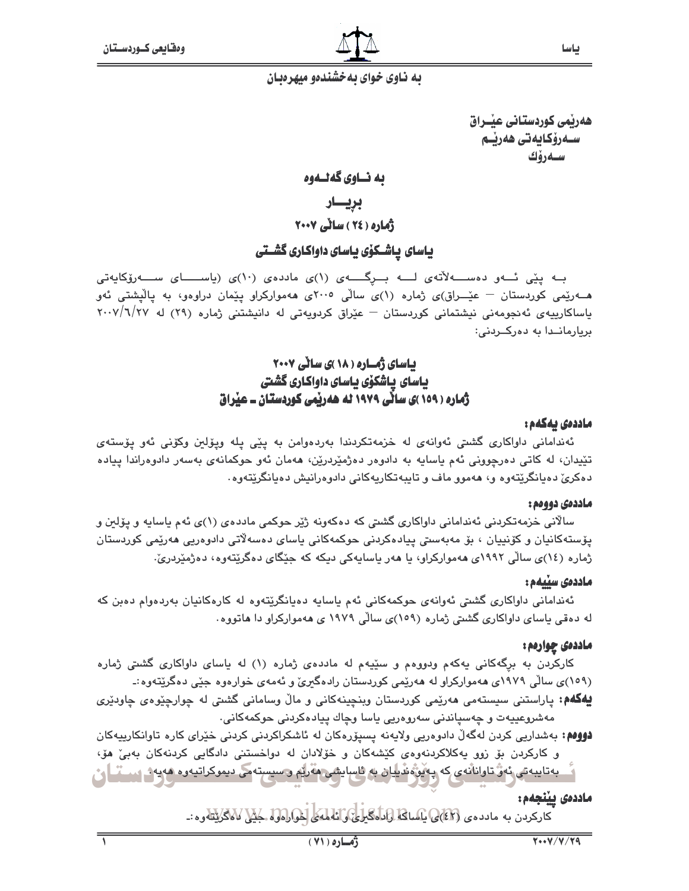به ناوی خوای بەخشندەو میهرەبان

**هەرێمی کوردستانی عێراق**
**سەرۆکایەتی هەرێم**
**سەرۆك**

## به ناوی گەلەوە

## بڕیار

## ژمارە (٢٤) ساڵی ٢٠٠٧

## یاسای پاشکۆی یاسای داواکاری گشتی

بە پێی ئەو دەسەڵاتەی لە بڕگەی (١)ی ماددەی (١٠)ی (یاسای سەرۆکایەتی هەرێمی کوردستان – عێراق)ی ژمارە (١)ی ساڵی ٢٠٠٥ی هەموارکراو پێمان دراوەو، بە پاڵپشتی ئەو یاساکارییەی ئەنجومەنی نیشتمانی کوردستان – عێراق کردویەتی لە دانیشتنی ژمارە (٢٩) لە ٢٠٠٧/٦/٢٧ بریارماندا بە دەرکردنی:

## یاسای ژمارە (١٨)ی ساڵی ٢٠٠٧
## یاسای پاشکۆی یاسای داواکاری گشتی
## ژمارە (١٥٩)ی ساڵی ١٩٧٩ لە هەرێمی کوردستان ـ عێراق

### ماددەی یەکەم:

ئەندامانی داواکاری گشتی ئەوانەی لە خزمەتکردندا بەردەوامن بە پێی پلە وپۆلین وکۆنی ئەو پۆستەی تێیدان، لە کاتی دەرچوونی ئەم یاسایە بە دادوەر دەژمێردرێن، هەمان ئەو حوکمانەی بەسەر دادوەراندا پیادە دەکرێ دەیانگرێتەوە و، هەموو ماف و تایبەتکاریەکانی دادوەرانیش دەیانگرێتەوە.

### ماددەی دووەم:

ساڵانی خزمەتکردنی ئەندامانی داواکاری گشتی کە دەکەونە ژێر حوکمی ماددەی (١)ی ئەم یاسایە و پۆلین و پۆستەکانیان و کۆنییان ، بۆ مەبەستی پیادەکردنی حوکمەکانی یاسای دەسەڵاتی دادوەریی هەرێمی کوردستان ژمارە (١٤)ی ساڵی ١٩٩٢ی هەموارکراو، یا هەر یاسایەکی دیکە کە جێگای دەگرێتەوە، دەژمێردرێ.

### ماددەی سێیەم:

ئەندامانی داواکاری گشتی ئەوانەی حوکمەکانی ئەم یاسایە دەیانگرێتەوە لە کارەکانیان بەردەوام دەبن کە لە دەقی یاسای داواکاری گشتی ژمارە (١٥٩)ی ساڵی ١٩٧٩ ی هەموارکراو دا هاتووە.

### ماددەی چوارەم:

کارکردن بە برگەکانی یەکەم ودووەم و سێیەم لە ماددەی ژمارە (١) لە یاسای داواکاری گشتی ژمارە (١٥٩)ی ساڵی ١٩٧٩ی هەموارکراو لە هەرێمی کوردستان رادەگیرێ و ئەمەی خوارەوە جێی دەگرێتەوە:ـ

**یەکەم:** پاراستنی سیستەمی هەرێمی کوردستان وبنچینەکانی و ماڵ وسامانی گشتی لە چوارچێوەی چاودێری مەشروعییەت و چەسپاندنی سەروەریی یاسا وچاك پیادەکردنی حوکمەکانی.

**دووەم:** بەشداریی کردن لەگەڵ دادوەریی ولایەنە پسپۆرەکان لە ئاشکراکردنی کردنی خێرای کارە تاوانکارییەکان و کارکردن بۆ زوو یەکلاکردنەوەی کێشەکان و خۆلادان لە دواخستنی دادگایی کردنەکان بەبێ هۆ، بەتایبەتی ئەو تاوانانەی کە پەیوەندییان بە ئاسایشی هەرێم و سیستەمی دیموکراتیەوە هەیە.

### ماددەی پێنجەم:

کارکردن بە ماددەی (٤٢)ی یاساکە رادەگیرێ و ئەمەی خوارەوە جێی دەگرێتەوە:ـ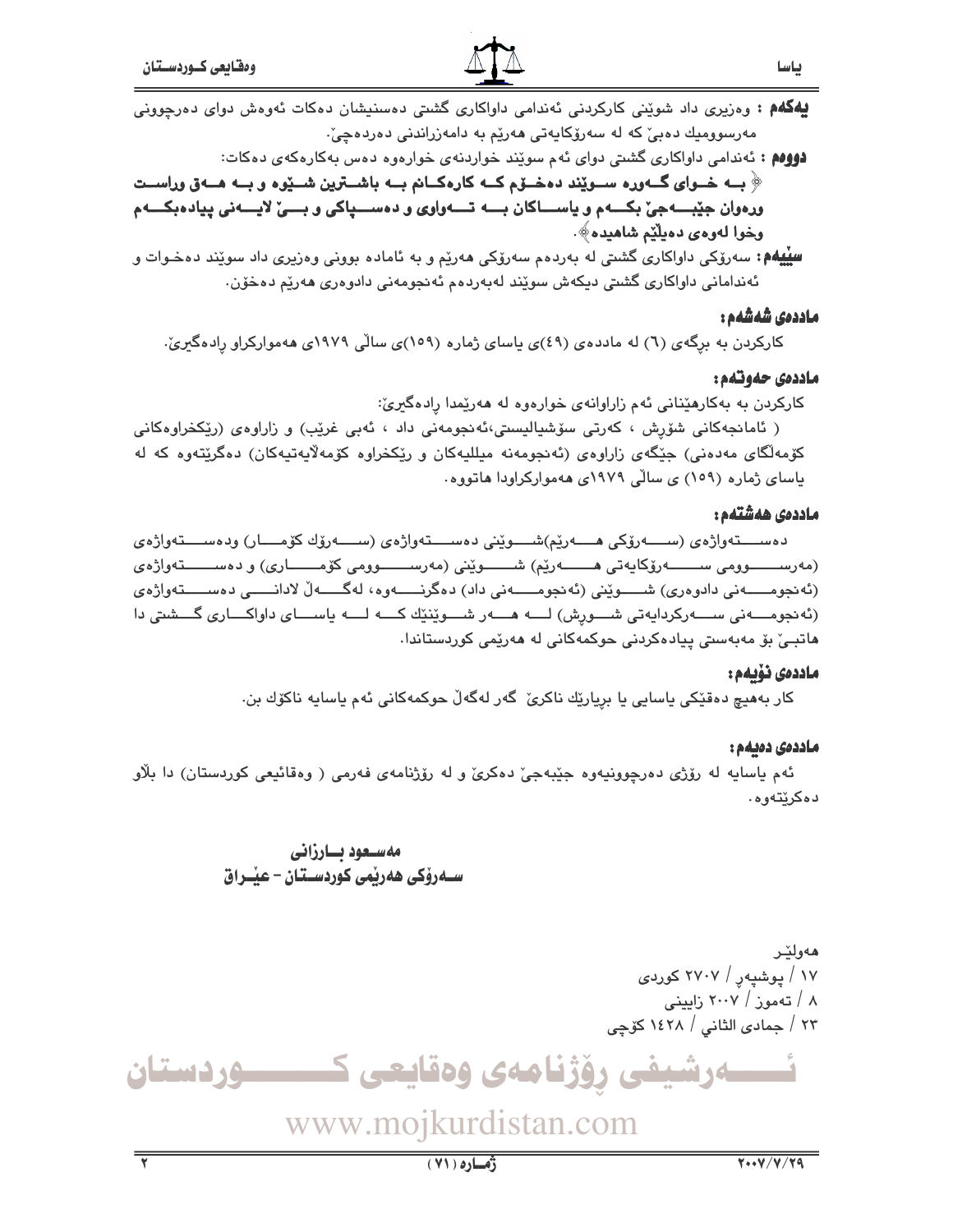**یەکەم :** وەزیری داد شوێنی کارکردنی ئەندامی داواکاری گشتی دەسنیشان دەکات ئەوەش دوای دەرچوونی مەرسوومێك دەبێ کە لە سەرۆکایەتی هەرێم بە دامەزراندنی دەردەچێ.

**دووەم :** ئەندامی داواکاری گشتی دوای ئەم سوێند خواردنەی خوارەوە دەس بەکارەکەی دەکات:

**﴿ بە خوای گەورە سوێند دەخۆم کە کارەکانم بە باشترین شێوە و بە هەق وراست ورەوان جێبەجێ بکەم و یاساکان بە تەواوی و دەسپاکی و بێ لایەنی پیادەبکەم وخوا لەوەی دەیڵێم شاهیدە﴾.**

**سێیەم:** سەرۆکی داواکاری گشتی لە بەردەم سەرۆکی هەرێم و بە ئامادە بوونی وەزیری داد سوێند دەخوات و ئەندامانی داواکاری گشتی دیکەش سوێند لەبەردەم ئەنجومەنی دادوەری هەرێم دەخۆن.

### ماددەی شەشەم:

کارکردن بە برگەی (٦) لە ماددەی (٤٩)ی یاسای ژمارە (١٥٩)ی ساڵی ١٩٧٩ی هەموارکراو ڕادەگیرێ.

### ماددەی حەوتەم:

کارکردن بە بەکارهێنانی ئەم زاراوانەی خوارەوە لە هەرێمدا ڕادەگیرێ:
( ئامانجەکانی شۆڕش ، کەرتی سۆشیالیستی،ئەنجومەنی داد ، ئەبی غرێب) و زاراوەی (رێکخراوەکانی کۆمەڵگای مەدەنی) جێگەی زاراوەی (ئەنجومەنە میللیەکان و رێکخراوە کۆمەڵایەتیەکان) دەگرێتەوە کە لە یاسای ژمارە (١٥٩) ی ساڵی ١٩٧٩ی هەموارکراودا هاتووە.

### ماددەی هەشتەم:

دەستەواژەی (سەرۆکی هەرێم)شوێنی دەستەواژەی (سەرۆك کۆمار) ودەستەواژەی (مەرسوومی سەرۆکایەتی هەرێم) شوێنی (مەرسوومی کۆماری) و دەستەواژەی (ئەنجومەنی دادوەری) شوێنی (ئەنجومەنی داد) دەگرنەوە، لەگەڵ لادانی دەستەواژەی (ئەنجومەنی سەرکردایەتی شۆڕش) لە هەر شوێنێك کە لە یاسای داواکاری گشتی دا هاتبێ بۆ مەبەستی پیادەکردنی حوکمەکانی لە هەرێمی کوردستاندا.

### ماددەی نۆیەم:

کار بەهیچ دەقێکی یاسایی یا بڕیارێك ناکرێ گەر لەگەڵ حوکمەکانی ئەم یاسایە ناکۆك بن.

### ماددەی دەیەم:

ئەم یاسایە لە ڕۆژی دەرچوونیەوە جێبەجێ دەکرێ و لە ڕۆژنامەی فەرمی ( وەقائیعی کوردستان) دا بڵاو دەکرێتەوە.

**مەسعود بارزانی**
**سەرۆکی هەرێمی کوردستان - عێراق**

هەولێر
١٧ / پوشپەڕ / ٢٧٠٧ کوردی
٨ / تەموز / ٢٠٠٧ زایینی
٢٣ / جمادى الثاني / ١٤٢٨ کۆچی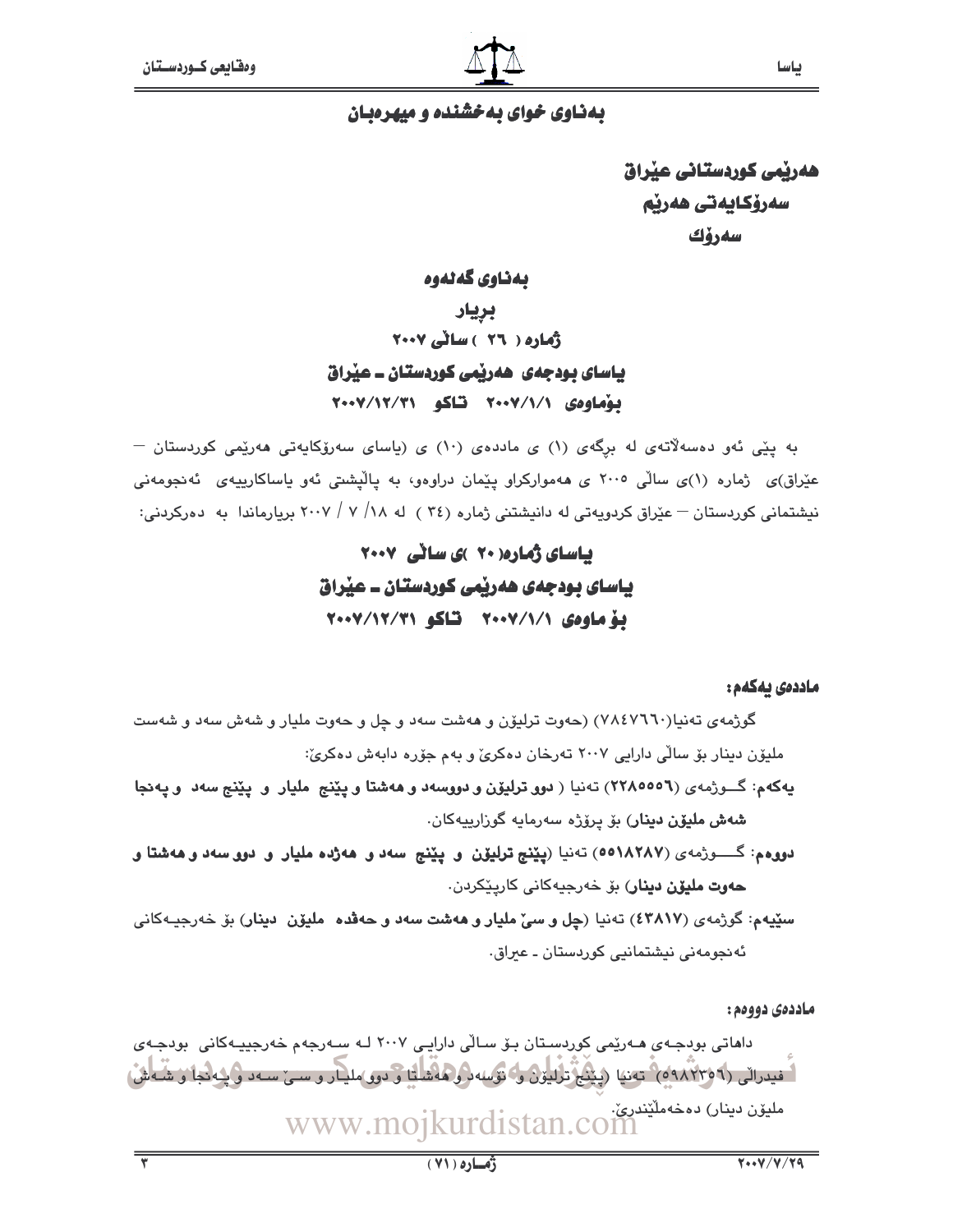بەناوی خوای بەخشندە و میهرەبان

## هەرێمی کوردستانی عێراق
## سەرۆکایەتی هەرێم
## سەرۆك

# بەناوی گەلەوە
# بڕیار
# ژمارە ( ٢٦ ) ساڵی ٢٠٠٧
# یاسای بودجەی هەرێمی کوردستان ـ عێراق
# بۆماوەی ٢٠٠٧/١/١ تاکو ٢٠٠٧/١٢/٣١

بە پێی ئەو دەسەڵاتەی لە بڕگەی (١) ی ماددەی (١٠) ی (یاسای سەرۆکایەتی هەرێمی کوردستان – عێراق)ی ژمارە (١)ی ساڵی ٢٠٠٥ ی هەموارکراو پێمان دراوەو، بە پاڵپشتی ئەو یاساکارییەی ئەنجومەنی نیشتمانی کوردستان – عێراق کردویەتی لە دانیشتنی ژمارە (٣٤ ) لە ١٨/ ٧ / ٢٠٠٧ بڕیارماندا بە دەرکردنی:

# یاسای ژمارە( ٢٠ )ی ساڵی ٢٠٠٧
# یاسای بودجەی هەرێمی کوردستان ـ عێراق
# بۆ ماوەی ٢٠٠٧/١/١ تاکو ٢٠٠٧/١٢/٣١

**ماددەی یەکەم:**

گوژمەی تەنیا(٧٨٤٧٦٦٠) (حەوت ترلیۆن و هەشت سەد و چل و حەوت ملیار و شەش سەد و شەست ملیۆن دینار بۆ ساڵی دارایی ٢٠٠٧ تەرخان دەکرێ و بەم جۆرە دابەش دەکرێ:

**یەکەم:** گــوژمەی (٢٢٨٥٥٥٦) تەنیا ( **دوو ترلیۆن و دووسەد و هەشتا و پێنج ملیار و پێنج سەد و پەنجا شەش ملیۆن دینار)** بۆ پرۆژە سەرمایە گوزارییەکان.

**دووەم:** گـــوژمەی (٥٥١٨٢٨٧) تەنیا (**پێنج ترلیۆن و پێنج سەد و هەژدە ملیار و دوو سەد و هەشتا و حەوت ملیۆن دینار)** بۆ خەرجیەکانی کارپێکردن.

**سێیەم:** گوژمەی (٤٣٨١٧) تەنیا (**چل و سێ ملیار و هەشت سەد و حەڤدە ملیۆن دینار)** بۆ خەرجیـەکانی ئەنجومەنی نیشتمانیی کوردستان ـ عیراق.

**ماددەی دووەم:**

داهاتی بودجـەی هـەرێمی کوردسـتان بـۆ سـاڵی دارایـی ٢٠٠٧ لـە سـەرجەم خەرجییـەکانی بودجـەی فیدراڵی (٥٩٨٢٣٥٦) تەنیا (پێنج ترلیۆن و نۆسەد و هەشتا و دوو ملیـار و سـێ سـەد و پـەنجا و شـەش ملیۆن دینار) دەخەملێندرێ.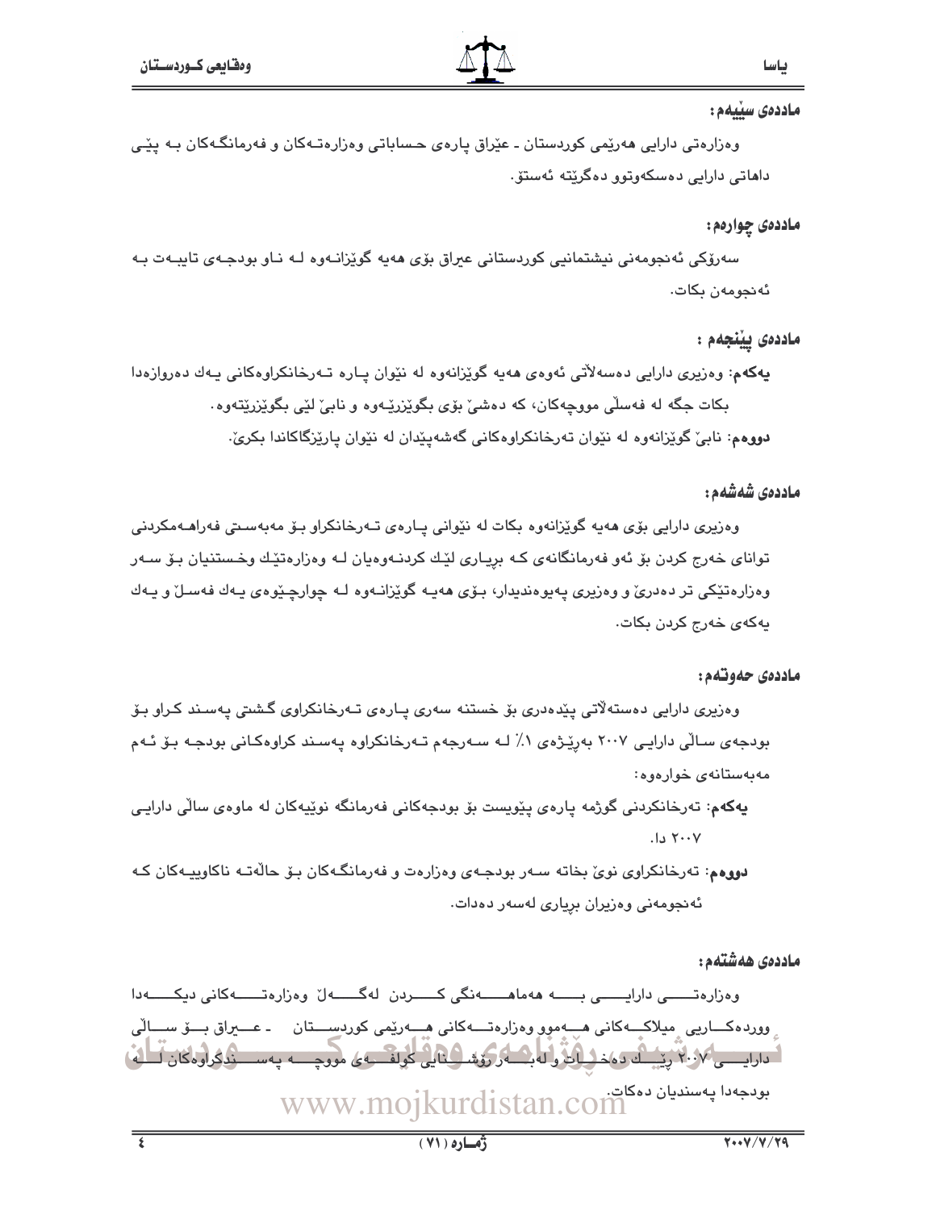**ماددەی سێیەم:**

وەزارەتی دارایی هەرێمی کوردستان ـ عێراق پارەی حساباتی وەزارەتەکان و فەرمانگەکان بە پێی داهاتی دارایی دەسکەوتوو دەگرێتە ئەستۆ.

**ماددەی چوارەم:**

سەرۆکی ئەنجومەنی نیشتمانیی کوردستانی عیراق بۆی هەیە گوێزانەوە لە ناو بودجەی تایبەت بە ئەنجومەن بکات.

**ماددەی پێنجەم :**

**یەکەم**: وەزیری دارایی دەسەڵاتی ئەوەی هەیە گوێزانەوە لە نێوان پارە تەرخانکراوەکانی یەك دەروازەدا بکات جگە لە فەسڵی مووچەکان، کە دەشێ بۆی بگوێزرێـەوە و نابێ لێی بگوێزرێتەوە.

**دووەم**: نابێ گوێزانەوە لە نێوان تەرخانکراوەکانی گەشەپێدان لە نێوان پارێزگاکاندا بکرێ.

**ماددەی شەشەم:**

وەزیری دارایی بۆی هەیە گوێزانەوە بکات لە نێوانی پارەی تەرخانکراو بۆ مەبەستی فەراهەمکردنی توانای خەرج کردن بۆ ئەو فەرمانگانەی کە بڕیاری لێك کردنەوەیان لە وەزارەتێك وخستنیان بۆ سەر وەزارەتێکی تر دەدرێ و وەزیری پەیوەندیدار، بۆی هەیە گوێزانەوە لە چوارچێوەی یەك فەسڵ و یەك یەکەی خەرج کردن بکات.

**ماددەی حەوتەم:**

وەزیری دارایی دەستەڵاتی پێدەدری بۆ خستنە سەری پارەی تەرخانکراوی گشتی پەسند کراو بۆ بودجەی ساڵی دارایی ٢٠٠٧ بەرێژەی ١٪ لە سەرجەم تەرخانکراوە پەسند کراوەکانی بودجە بۆ ئەم مەبەستانەی خوارەوە:

**یەکەم**: تەرخانکردنی گوژمە پارەی پێویست بۆ بودجەکانی فەرمانگە نوێیەکان لە ماوەی ساڵی دارایی ٢٠٠٧ دا.

**دووەم**: تەرخانکراوی نوێ بخاتە سەر بودجەی وەزارەت و فەرمانگەکان بۆ حاڵەتە ناکاوییەکان کە ئەنجومەنی وەزیران بڕیاری لەسەر دەدات.

**ماددەی هەشتەم:**

وەزارەتی دارایی بە هەماهەنگی کردن لەگەڵ وەزارەتەکانی دیکەدا وردەکاریی میلاکەکانی هەموو وەزارەتەکانی هەرێمی کوردستان ـ عێراق بۆ ساڵی دارایی ٢٠٠٧ ڕێك دەخات و لەبەر رۆشنایی کولفەی مووچە پەسندکراوەکان لە بودجەدا پەسندیان دەکات.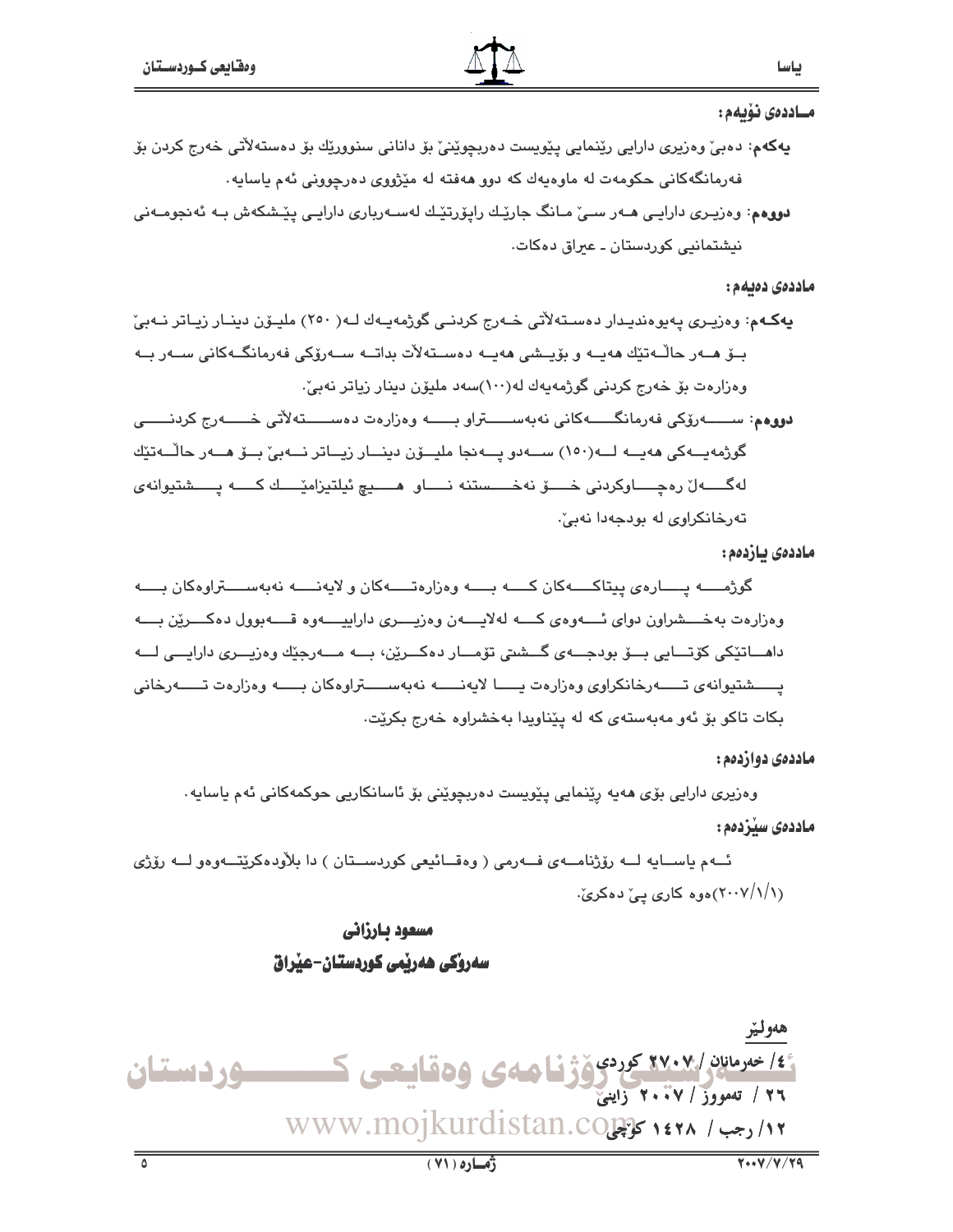**مـاددەی نۆیەم:**

**یەکەم:** دەبێ وەزیری دارایی ڕێنمایی پێویست دەربچوێنێ بۆ دانانی سنوورێك بۆ دەستەلآتی خەرج کردن بۆ فەرمانگەکانی حکومەت لە ماوەیەك کە دوو هەفتە لە مێژووی دەرچوونی ئەم یاسایە.

**دووەم:** وەزیری دارایی هەر سێ مانگ جارێك ڕاپۆرتێك لەسەرباری دارایی پێشکەش بە ئەنجومەنی نیشتمانیی کوردستان ـ عیراق دەکات.

**ماددەی دەیەم:**

**یەکەم:** وەزیری پەیوەندیدار دەستەلآتی خەرج کردنی گوژمەیەك لە( ٢٥٠) ملیۆن دینار زیاتر نەبێ بۆ هەر حاڵەتێك هەیە و بۆیشی هەیە دەستەلآت بداتە سەرۆکی فەرمانگەکانی سەر بە وەزارەت بۆ خەرج کردنی گوژمەیەك لە(١٠٠)سەد ملیۆن دینار زیاتر نەبێ.

**دووەم:** سەرۆکی فەرمانگەکانی نەبەستراو بە وەزارەت دەستەلآتی خەرج کردنی گوژمەیەکی هەیە لە(١٥٠) سەدو پەنجا ملیۆن دینار زیاتر نەبێ بۆ هەر حاڵەتێك لەگەڵ ڕەچاوکردنی خۆ نەخستنە ناو هیچ ئیلتیزامێك کە پشتیوانەی تەرخانکراوی لە بودجەدا نەبێ.

**ماددەی یازدەم:**

گوژمە پارەی پیتاکەکان کە بە وەزارەتەکان و لایەنە نەبەستراوەکان بە وەزارەت بەخشراون دوای ئەوەی کە لەلایەن وەزیری داراییەوە قەبوول دەکرێن بە داهاتێکی کۆتایی بۆ بودجەی گشتی تۆمار دەکرێن، بە مەرجێك وەزیری دارایی لە پشتیوانەی تەرخانکراوی وەزارەت یا لایەنە نەبەستراوەکان بە وەزارەت تەرخانی بکات تاکو بۆ ئەو مەبەستەی کە لە پێناویدا بەخشراوە خەرج بکرێت.

**ماددەی دوازدەم:**

وەزیری دارایی بۆی هەیە ڕێنمایی پێویست دەربچوێنی بۆ ئاسانکاریی حوکمەکانی ئەم یاسایە.

**ماددەی سێزدەم:**

ئەم یاسایە لە ڕۆژنامەی فەرمی ( وەقائیعی کوردستان ) دا بلآودەکرێتەوەو لە ڕۆژی (٢٠٠٧/١/١)ەوە کاری پێ دەکرێ.

**مسعود بارزانی**

**سەرۆکی هەرێمی کوردستان-عێراق**

هەولێر

٤/ خەرمانان / ٢٧٠٧ کوردی

٢٦ / تەمووز / ٢٠٠٧ زایینێ

١٢/ رجب / ١٤٢٨ کۆچی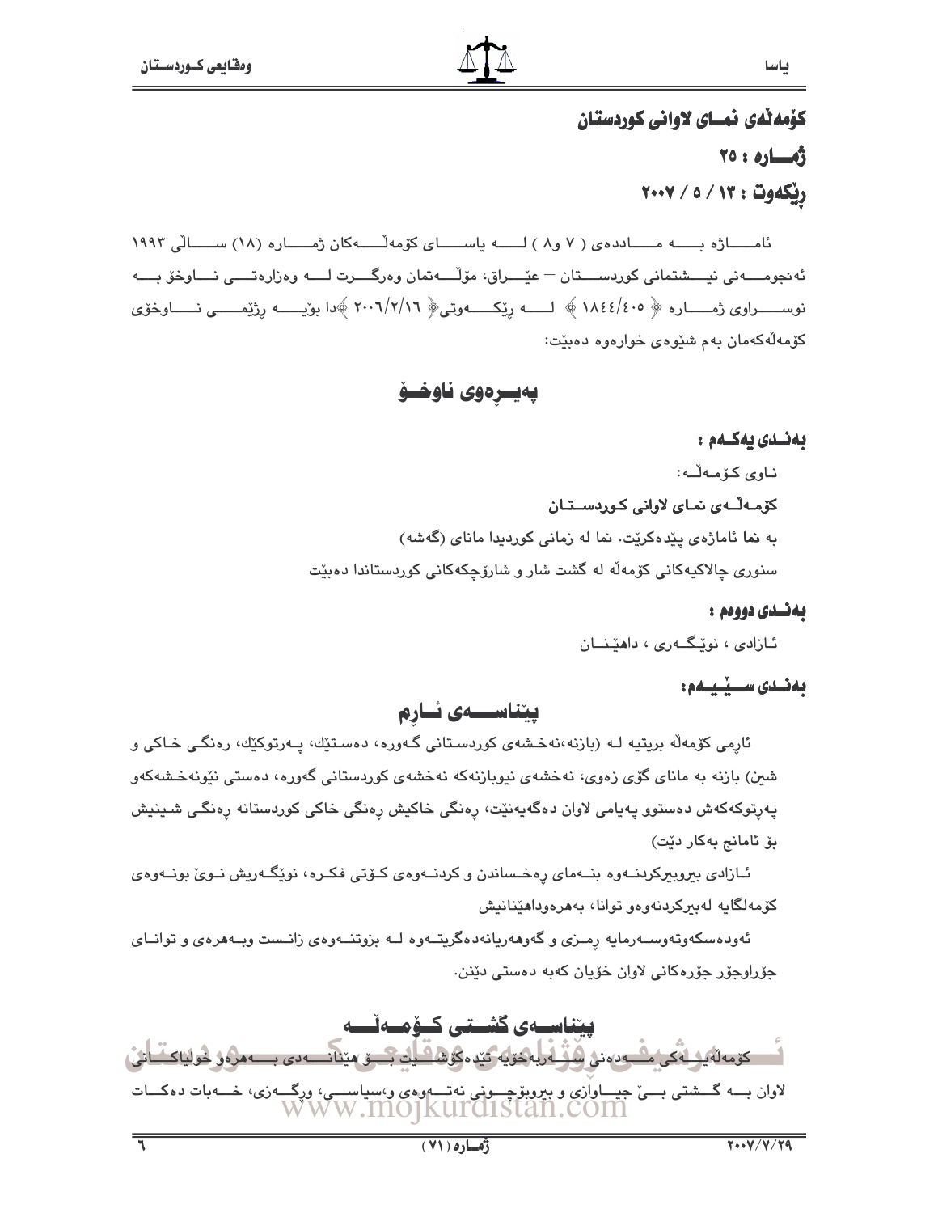**کۆمەڵەی نمای لاوانی کوردستان**

**ژمارە : ٢٥**

**رێکەوت : ١٣ / ٥ / ٢٠٠٧**

ئامـاژە بـە مـاددەی ( ٧ و٨ ) لـە یاسـای کۆمەڵـەکان ژمـارە (١٨) سـاڵی ١٩٩٣ ئەنجومـەنی نیـشتمانی کوردسـتان – عێـراق، مۆڵـەتمان وەرگـرت لـە وەزارەتـی نـاوخۆ بـە نوسـراوی ژمـارە ﴿ ١٨٤٤/٤٠٥ ﴾ لـە رێکـەوتی﴿ ٢٠٠٦/٢/١٦ ﴾دا بۆیـە رژێمـی نـاوخۆی کۆمەڵەکەمان بەم شێوەی خوارەوە دەبێت:

## پەیڕەوی ناوخۆ

**بەندی یەکەم :**

ناوی کۆمەڵە:

**کۆمەڵەی نمای لاوانی کوردستان**

بە **نما** ئاماژەی پێدەکرێت. نما لە زمانی کوردیدا مانای (گەشە)

سنوری چالاکیەکانی کۆمەڵە لە گشت شار و شارۆچکەکانی کوردستاندا دەبێت

**بەندی دووەم :**

ئازادی ، نوێگەری ، داهێنان

**بەندی سێیەم:**

### پێناسەی ئارم

ئارمی کۆمەڵە بریتیە لە (بازنە،نەخشەی کوردستانی گەورە، دەستێك، پەرتوکێك، رەنگی خاکی و شین) بازنە بە مانای گۆی زەوی، نەخشەی نیوبازنەکە نەخشەی کوردستانی گەورە، دەستی نێونەخشەکەو پەرتوکەکەش دەستوو پەیامی لاوان دەگەیەنێت، رەنگی خاکیش رەنگی خاکی کوردستانە رەنگی شینیش بۆ ئامانج بەکار دێت)

ئازادی بیروبیرکردنەوە بنەمای رەخساندن و کردنەوەی کۆتی فکرە، نوێگەریش نوێ بونەوەی کۆمەلگایە لەبیرکردنەوەو توانا، بەهرەوداهێنانیش

ئەودەسکەوتەوسەرمایە رمزی و گەوهەریانەدەگریتەوە لە بزوتنەوەی زانست وبەهرەی و توانای جۆراوجۆر جۆرەکانی لاوان خۆیان کەبە دەستی دێنن.

### پێناسەی گشتی کۆمەڵە

کۆمەڵەیەکی مەدەنی سەربەخۆیە تێدەکۆشێت بۆ هێنانەدی بەهرەو خولیاکانی لاوان بە گشتی بێ جیاوازی و بیروبۆچونی نەتەوەی و،سیاسی، ورگەزی، خەبات دەکات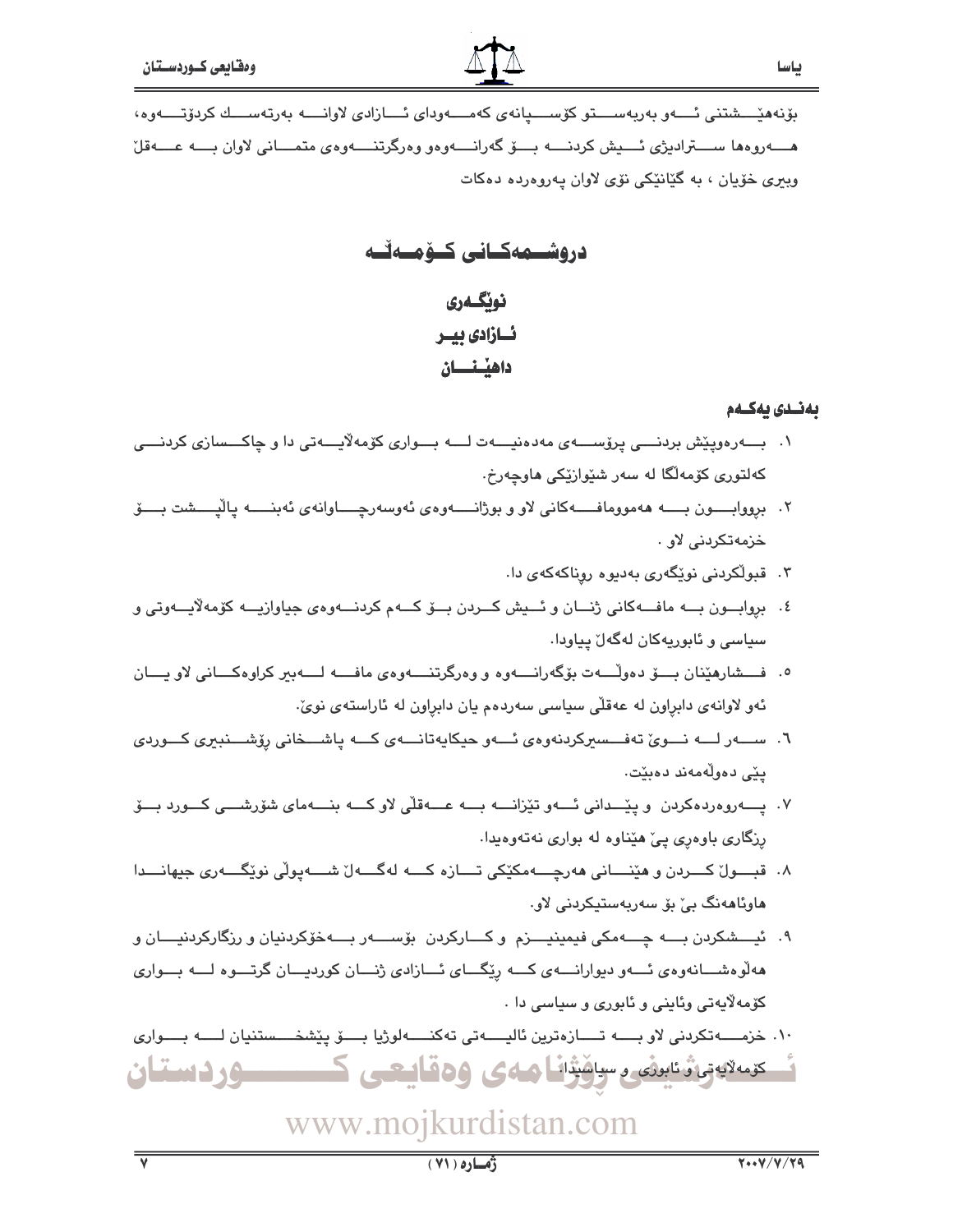بۆنەهێشتنی ئەو بەربەستو کۆسپانەی کەمەودای ئازادی لاوانە بەرتەسك کردۆتەوە، هەروەها ستراتیژی ئیش کردنە بۆ گەرانەوەو وەرگرتنەوەی متمانی لاوان بە عەقڵ وبیری خۆیان ، بە گیانێکی نۆی لاوان پەروەردە دەکات

## دروشمەکانی کۆمەڵە

**نوێگەری**

**ئازادی بیر**

**داهێنان**

### بەندی یەکەم

١. بەرەوپێش بردنی پرۆسەی مەدەنیەت لە بواری کۆمەڵایەتی دا و چاکسازی کردنی کەلتوری کۆمەڵگا لە سەر شێوازێکی هاوچەرخ.
٢. برووابون بە هەموومافەکانی لاو و بوژانەوەی ئەوسەرچاوانەی ئەبنە پاڵپشت بۆ خزمەتکردنی لاو .
٣. قبوڵکردنی نوێگەری بەدیوە رۆناکەکەی دا.
٤. بڕوابون بە مافەکانی ژنان و ئیش کردن بۆ کەم کردنەوەی جیاوازیە کۆمەڵایەوتی و سیاسی و ئابوریەکان لەگەڵ پیاودا.
٥. فشارهێنان بۆ دەوڵەت بۆگەرانەوە و وەرگرتنەوەی مافە لەبیر کراوەکانی لاو یان ئەو لاوانەی دابڕاون لە عەقڵی سیاسی سەردەم یان دابڕاون لە ئاراستەی نوێ.
٦. سەر لە نوێ تەفسیرکردنەوەی ئەو حیکایەتانەی کە پاشخانی رۆشنبیری کوردی پێی دەوڵەمەند دەبێت.
٧. پەروەردەکردن و پێدانی ئەو تێزانە بە عەقڵی لاو کە بنەمای شۆرشی کورد بۆ رزگاری باوەڕی پێ هێناوە لە بواری نەتەوەیدا.
٨. قبوڵ کردن و هێنانی هەرچەمکێکی تازە کە لەگەڵ شەپۆلی نوێگەری جیهاندا هاوئاهەنگ بێ بۆ سەربەستیکردنی لاو.
٩. ئیشکردن بە چەمکی فیمینیزم و کارکردن بۆسەر بەخۆکردنیان و رزگارکردنیان و هەڵوەشانەوەی ئەو دیوارانەی کە رێگای ئازادی ژنان کوردیان گرتوە لە بواری کۆمەڵایەتی وئاینی و ئابوری و سیاسی دا .
١٠. خزمەتکردنی لاو بە تازەترین ئالیەتی تەکنەلوژیا بۆ پێشخستنیان لە بواری کۆمەڵایەتی و ئابوری و سیاسیدا.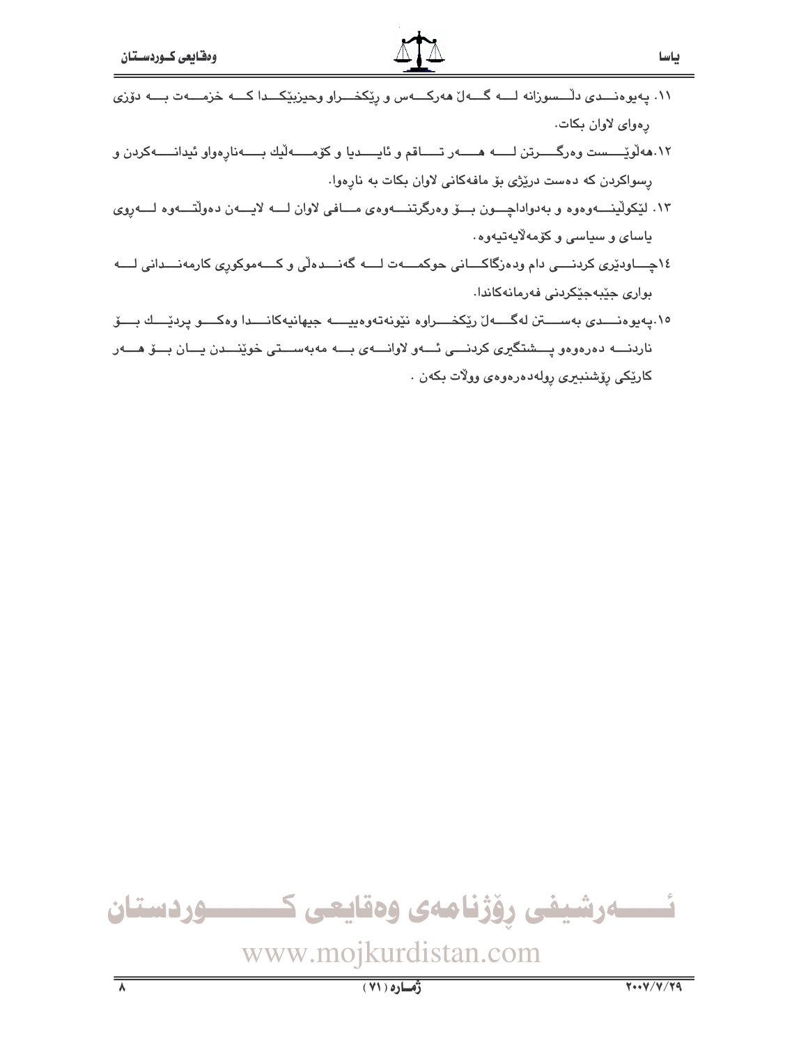١١. پەیوەندی دڵسوزانە لەگەڵ هەرکەس و ڕێکخراو وحیزبێکدا کە خزمەت بە دۆزی ڕەوای لاوان بکات.

١٢. هەڵوێست وەرگرتن لە هەر تاقم و ئایدیا و کۆمەڵێك بەناڕەواو ئیدانەکردن و ڕسواکردن کە دەست درێژی بۆ مافەکانی لاوان بکات بە ناڕەوا.

١٣. لێکۆڵینەوەوە و بەدواداچوون بۆ وەرگرتنەوەی مافی لاوان لە لایەن دەوڵەتەوە لەڕوی یاسای و سیاسی و کۆمەڵایەتیەوە.

١٤. چاودێری کردنی دام ودەزگاکانی حوکمەت لە گەندەڵی و کەموکوڕی کارمەندانی لە بواری جێبەجێکردنی فەرمانەکاندا.

١٥. پەیوەندی بەستن لەگەڵ ڕێکخراوە نێونەتەوەییە جیهانیەکاندا وەکو پردێك بۆ ناردنە دەرەوەو پشتگیری کردنی ئەو لاوانەی بە مەبەستی خوێندن یان بۆ هەر کارێکی ڕۆشنبیری ڕولەدەرەوەی وولات بکەن.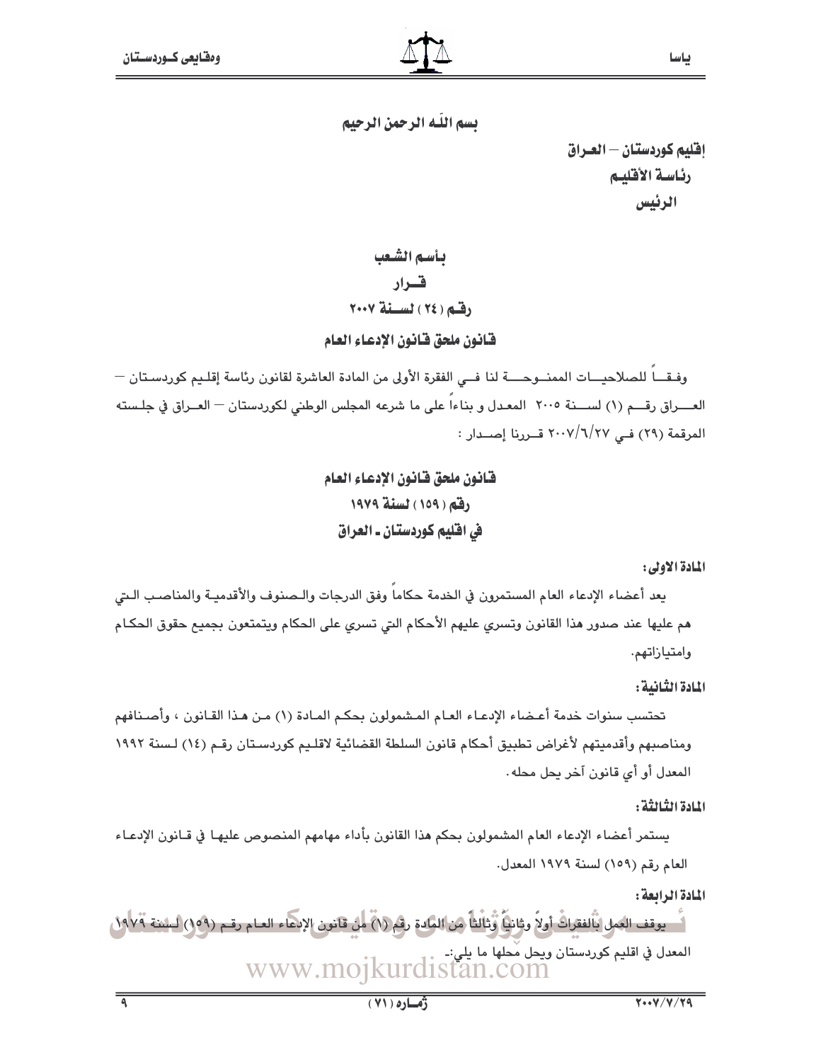بسم اللّه الرحمن الرحيم

إقليم كوردستان – العـراق

رئاسـة الأقليـم

الرئيس

## بأسم الشعب

## قـرار

## رقـم ( ٢٤ ) لسـنة ٢٠٠٧

## قانون ملحق قانون الإدعاء العام

وفقـاً للصلاحيـات الممنـوحـة لنا فـي الفقرة الأولى من المادة العاشرة لقانون رئاسة إقليم كوردستان – العـراق رقـم (١) لسـنة ٢٠٠٥ المعدل و بناءاً على ما شرعه المجلس الوطني لكوردستان – العـراق في جلسته المرقمة (٢٩) فـي ٢٠٠٧/٦/٢٧ قـررنا إصـدار :

## قانون ملحق قانون الإدعاء العام
## رقم ( ١٥٩ ) لسنة ١٩٧٩
## في اقليم كوردستان ـ العراق

**المادة الاولى:**

يعد أعضاء الإدعاء العام المستمرون في الخدمة حكاماً وفق الدرجات والصنوف والأقدمية والمناصب التي هم عليها عند صدور هذا القانون وتسري عليهم الأحكام التي تسري على الحكام ويتمتعون بجميع حقوق الحكام وامتيازاتهم.

**المادة الثانية:**

تحتسب سنوات خدمة أعضاء الإدعاء العام المشمولون بحكم المادة (١) من هذا القانون ، وأصنافهم ومناصبهم وأقدميتهم لأغراض تطبيق أحكام قانون السلطة القضائية لاقليم كوردستان رقم (١٤) لسنة ١٩٩٢ المعدل أو أي قانون آخر يحل محله.

**المادة الثالثة:**

يستمر أعضاء الإدعاء العام المشمولون بحكم هذا القانون بأداء مهامهم المنصوص عليها في قانون الإدعاء العام رقم (١٥٩) لسنة ١٩٧٩ المعدل.

**المادة الرابعة:**

يوقف العمل بالفقرات أولاً وثانياً وثالثاً من المادة رقم (١) من قانون الإدعاء العام رقم (١٥٩) لسنة ١٩٧٩ المعدل في اقليم كوردستان ويحل محلها ما يلي:-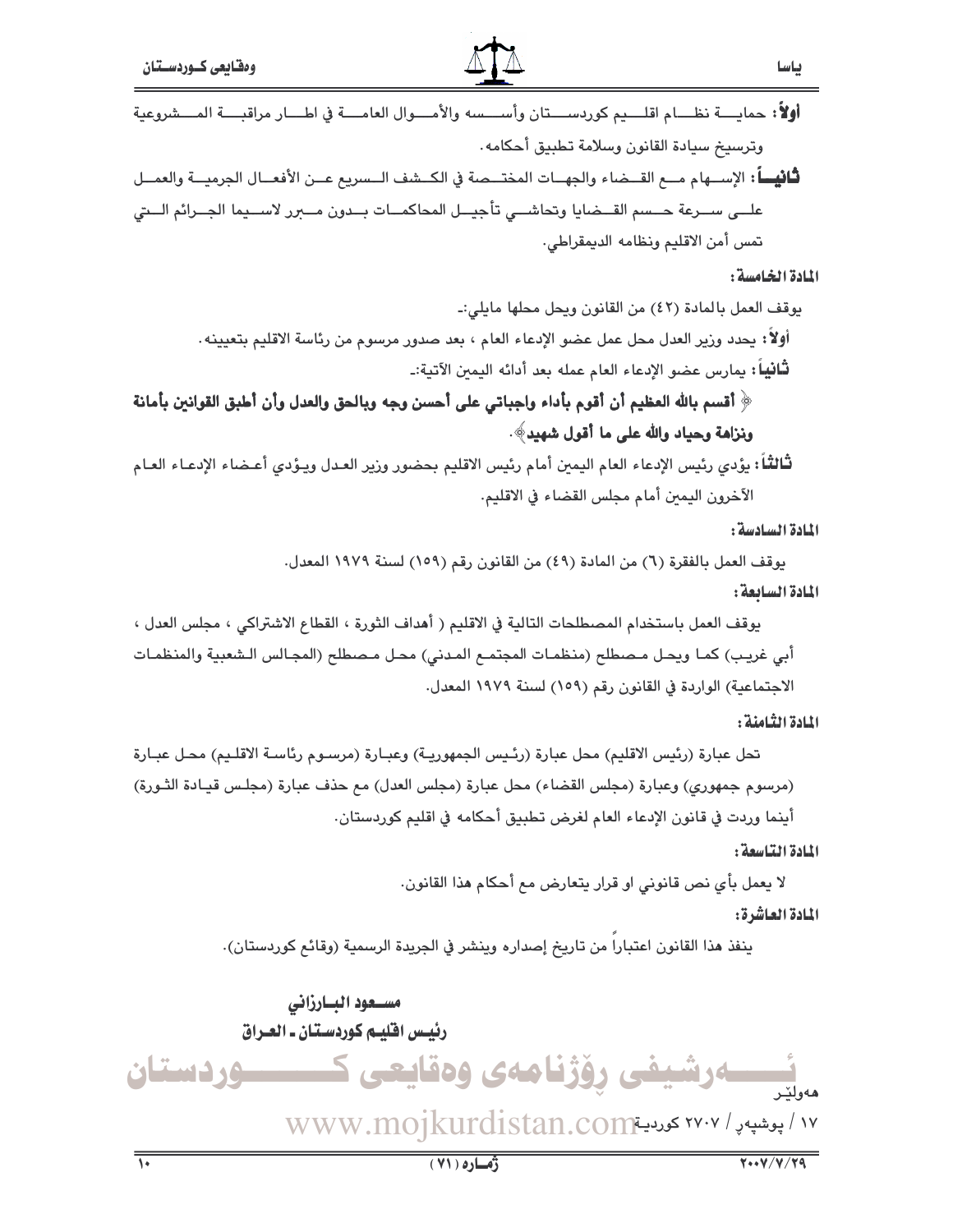**أولاً:** حماية نظام اقليم كوردستان وأسسه والأموال العامة في اطار مراقبة المشروعية وترسيخ سيادة القانون وسلامة تطبيق أحكامه.

**ثانياً:** الإسهام مع القضاء والجهات المختصة في الكشف السريع عن الأفعال الجرمية والعمل على سرعة حسم القضايا وتحاشي تأجيل المحاكمات بدون مبرر لاسيما الجرائم التي تمس أمن الاقليم ونظامه الديمقراطي.

**المادة الخامسة:**

يوقف العمل بالمادة (٤٢) من القانون ويحل محلها مايلي:-

**أولاً:** يحدد وزير العدل محل عمل عضو الإدعاء العام ، بعد صدور مرسوم من رئاسة الاقليم بتعيينه.

**ثانياً:** يمارس عضو الإدعاء العام عمله بعد أدائه اليمين الآتية:-

**﴿ أقسم بالله العظيم أن أقوم بأداء واجباتي على أحسن وجه وبالحق والعدل وأن أطبق القوانين بأمانة ونزاهة وحياد والله على ما أقول شهيد﴾.**

**ثالثاً:** يؤدي رئيس الإدعاء العام اليمين أمام رئيس الاقليم بحضور وزير العدل ويؤدي أعضاء الإدعاء العام الآخرون اليمين أمام مجلس القضاء في الاقليم.

**المادة السادسة:**

يوقف العمل بالفقرة (٦) من المادة (٤٩) من القانون رقم (١٥٩) لسنة ١٩٧٩ المعدل.

**المادة السابعة:**

يوقف العمل باستخدام المصطلحات التالية في الاقليم ( أهداف الثورة ، القطاع الاشتراكي ، مجلس العدل ، أبي غريب) كما ويحل مصطلح (منظمات المجتمع المدني) محل مصطلح (المجالس الشعبية والمنظمات الاجتماعية) الواردة في القانون رقم (١٥٩) لسنة ١٩٧٩ المعدل.

**المادة الثامنة:**

تحل عبارة (رئيس الاقليم) محل عبارة (رئيس الجمهورية) وعبارة (مرسوم رئاسة الاقليم) محل عبارة (مرسوم جمهوري) وعبارة (مجلس القضاء) محل عبارة (مجلس العدل) مع حذف عبارة (مجلس قيادة الثورة) أينما وردت في قانون الإدعاء العام لغرض تطبيق أحكامه في اقليم كوردستان.

**المادة التاسعة:**

لا يعمل بأي نص قانوني او قرار يتعارض مع أحكام هذا القانون.

**المادة العاشرة:**

ينفذ هذا القانون اعتباراً من تاريخ إصداره وينشر في الجريدة الرسمية (وقائع كوردستان).

**مسعود البارزاني**

**رئيس اقليم كوردستان ـ العراق**

هەولێر

١٧ / پوشپەڕ / ٢٧٠٧ كوردية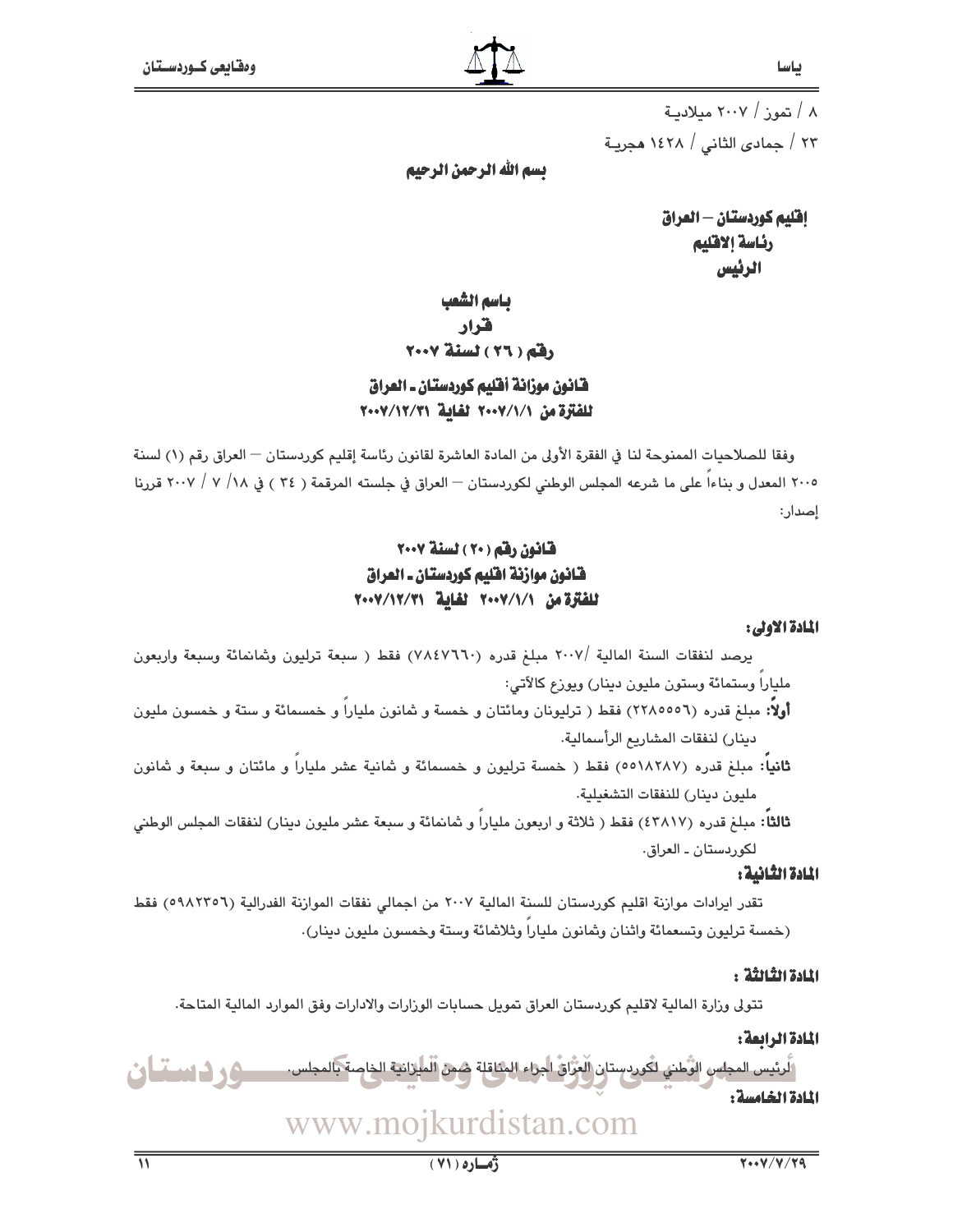٨ / تموز / ٢٠٠٧ ميلادية

٢٣ / جمادى الثاني / ١٤٢٨ هجرية

**بسم الله الرحمن الرحيم**

**إقليم كوردستان – العراق**
**رئاسة الاقليم**
**الرئيس**

**باسم الشعب**
**قرار**
**رقم ( ٢٦ ) لسنة ٢٠٠٧**

**قانون موازنة أقليم كوردستان ـ العراق**
**للفترة من ٢٠٠٧/١/١ لغاية ٢٠٠٧/١٢/٣١**

وفقا للصلاحيات الممنوحة لنا في الفقرة الأولى من المادة العاشرة لقانون رئاسة إقليم كوردستان – العراق رقم (١) لسنة ٢٠٠٥ المعدل و بناءاً على ما شرعه المجلس الوطني لكوردستان – العراق في جلسته المرقمة ( ٣٤ ) في ١٨/ ٧ / ٢٠٠٧ قررنا إصدار:

**قانون رقم (٢٠) لسنة ٢٠٠٧**
**قانون موازنة اقليم كوردستان ـ العراق**
**للفترة من ٢٠٠٧/١/١ لغاية ٢٠٠٧/١٢/٣١**

**المادة الاولى:**

يرصد لنفقات السنة المالية /٢٠٠٧ مبلغ قدره (٧٨٤٧٦٦٠) فقط ( سبعة ترليون وثمانمائة وسبعة واربعون ملياراً وستمائة وستون مليون دينار) ويوزع كالآتي:

**أولاً:** مبلغ قدره (٢٢٨٥٥٥٦) فقط ( ترليونان ومائتان و خمسة و ثمانون ملياراً و خمسمائة و ستة و خمسون مليون دينار) لنفقات المشاريع الرأسمالية.

**ثانياً:** مبلغ قدره (٥٥١٨٢٨٧) فقط ( خمسة ترليون و خمسمائة و ثمانية عشر ملياراً و مائتان و سبعة و ثمانون مليون دينار) للنفقات التشغيلية.

**ثالثاً:** مبلغ قدره (٤٣٨١٧) فقط ( ثلاثة و اربعون ملياراً و ثمانمائة و سبعة عشر مليون دينار) لنفقات المجلس الوطني لكوردستان ـ العراق.

**المادة الثانية:**

تقدر ايرادات موازنة اقليم كوردستان للسنة المالية ٢٠٠٧ من اجمالي نفقات الموازنة الفدرالية (٥٩٨٢٣٥٦) فقط (خمسة ترليون وتسعمائة واثنان وثمانون ملياراً وثلاثمائة وستة وخمسون مليون دينار).

**المادة الثالثة :**

تتولى وزارة المالية لاقليم كوردستان العراق تمويل حسابات الوزارات والادارات وفق الموارد المالية المتاحة.

**المادة الرابعة:**

لرئيس المجلس الوطني لكوردستان العراق اجراء المناقلة ضمن الميزانية الخاصة بالمجلس.

**المادة الخامسة:**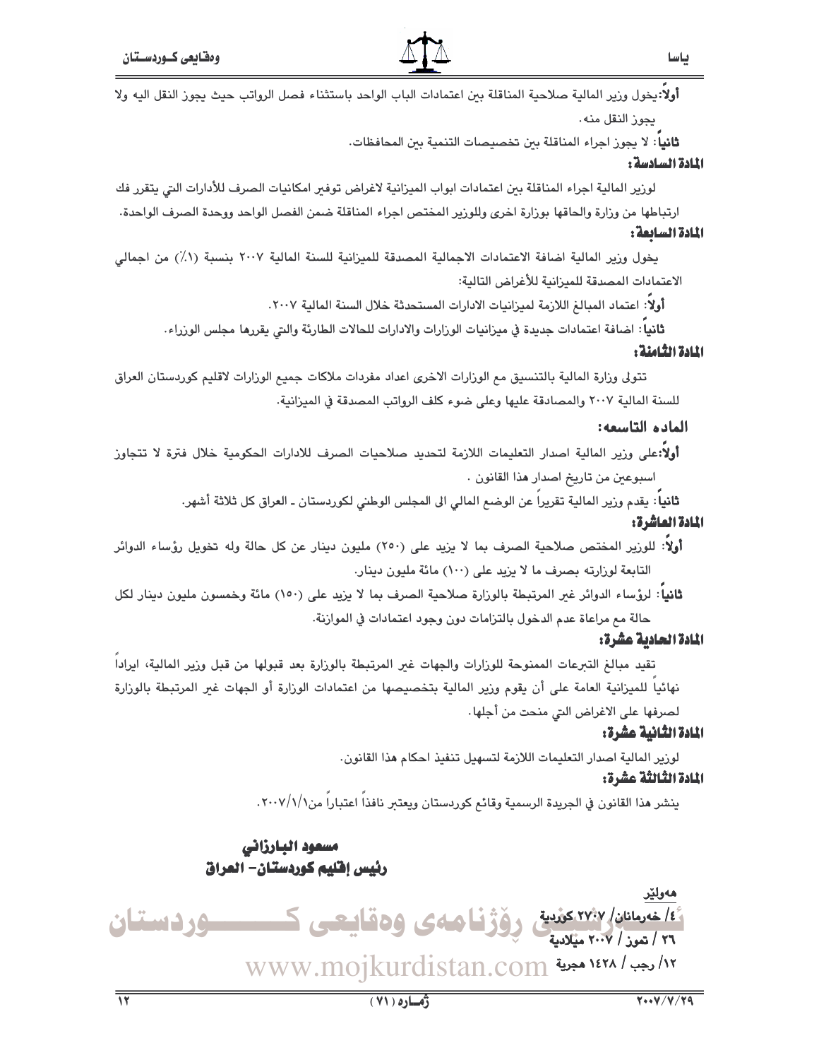**أولاً**: يخول وزير المالية صلاحية المناقلة بين اعتمادات الباب الواحد باستثناء فصل الرواتب حيث يجوز النقل اليه ولا يجوز النقل منه.

**ثانياً**: لا يجوز اجراء المناقلة بين تخصيصات التنمية بين المحافظات.

### المادة السادسة:

لوزير المالية اجراء المناقلة بين اعتمادات ابواب الميزانية لاغراض توفير امكانيات الصرف للأدارات التي يتقرر فك ارتباطها من وزارة والحاقها بوزارة اخرى وللوزير المختص اجراء المناقلة ضمن الفصل الواحد ووحدة الصرف الواحدة.

### المادة السابعة:

يخول وزير المالية اضافة الاعتمادات الاجمالية المصدقة للميزانية للسنة المالية ٢٠٠٧ بنسبة (١٪) من اجمالي الاعتمادات المصدقة للميزانية للأغراض التالية:

**أولاً**: اعتماد المبالغ اللازمة لميزانيات الادارات المستحدثة خلال السنة المالية ٢٠٠٧.

**ثانياً**: اضافة اعتمادات جديدة في ميزانيات الوزارات والادارات للحالات الطارئة والتي يقررها مجلس الوزراء.

### المادة الثامنة:

تتولى وزارة المالية بالتنسيق مع الوزارات الاخرى اعداد مفردات ملاكات جميع الوزارات لاقليم كوردستان العراق للسنة المالية ٢٠٠٧ والمصادقة عليها وعلى ضوء كلف الرواتب المصدقة في الميزانية.

### الماده التاسعه:

**أولاً**: على وزير المالية اصدار التعليمات اللازمة لتحديد صلاحيات الصرف للادارات الحكومية خلال فترة لا تتجاوز اسبوعين من تاريخ اصدار هذا القانون .

**ثانياً**: يقدم وزير المالية تقريراً عن الوضع المالي الى المجلس الوطني لكوردستان ـ العراق كل ثلاثة أشهر.

### المادة العاشرة:

**أولاً**: للوزير المختص صلاحية الصرف بما لا يزيد على (٢٥٠) مليون دينار عن كل حالة وله تخويل رؤساء الدوائر التابعة لوزارته بصرف ما لا يزيد على (١٠٠) مائة مليون دينار.

**ثانياً**: لرؤساء الدوائر غير المرتبطة بالوزارة صلاحية الصرف بما لا يزيد على (١٥٠) مائة وخمسون مليون دينار لكل حالة مع مراعاة عدم الدخول بالتزامات دون وجود اعتمادات في الموازنة.

### المادة الحادية عشرة:

تقيد مبالغ التبرعات الممنوحة للوزارات والجهات غير المرتبطة بالوزارة بعد قبولها من قبل وزير المالية، ايراداً نهائياً للميزانية العامة على أن يقوم وزير المالية بتخصيصها من اعتمادات الوزارة أو الجهات غير المرتبطة بالوزارة لصرفها على الاغراض التي منحت من أجلها.

### المادة الثانية عشرة:

لوزير المالية اصدار التعليمات اللازمة لتسهيل تنفيذ احكام هذا القانون.

### المادة الثالثة عشرة:

ينشر هذا القانون في الجريدة الرسمية وقائع كوردستان ويعتبر نافذاً اعتباراً من ٢٠٠٧/١/١.

**مسعود البارزاني**
**رئيس إقليم كوردستان- العراق**

هەولێر
٤/ خەرمانان/ ٢٧٠٧ كوردية
٢٦ / تموز / ٢٠٠٧ ميلادية
١٢/ رجب / ١٤٢٨ هجرية